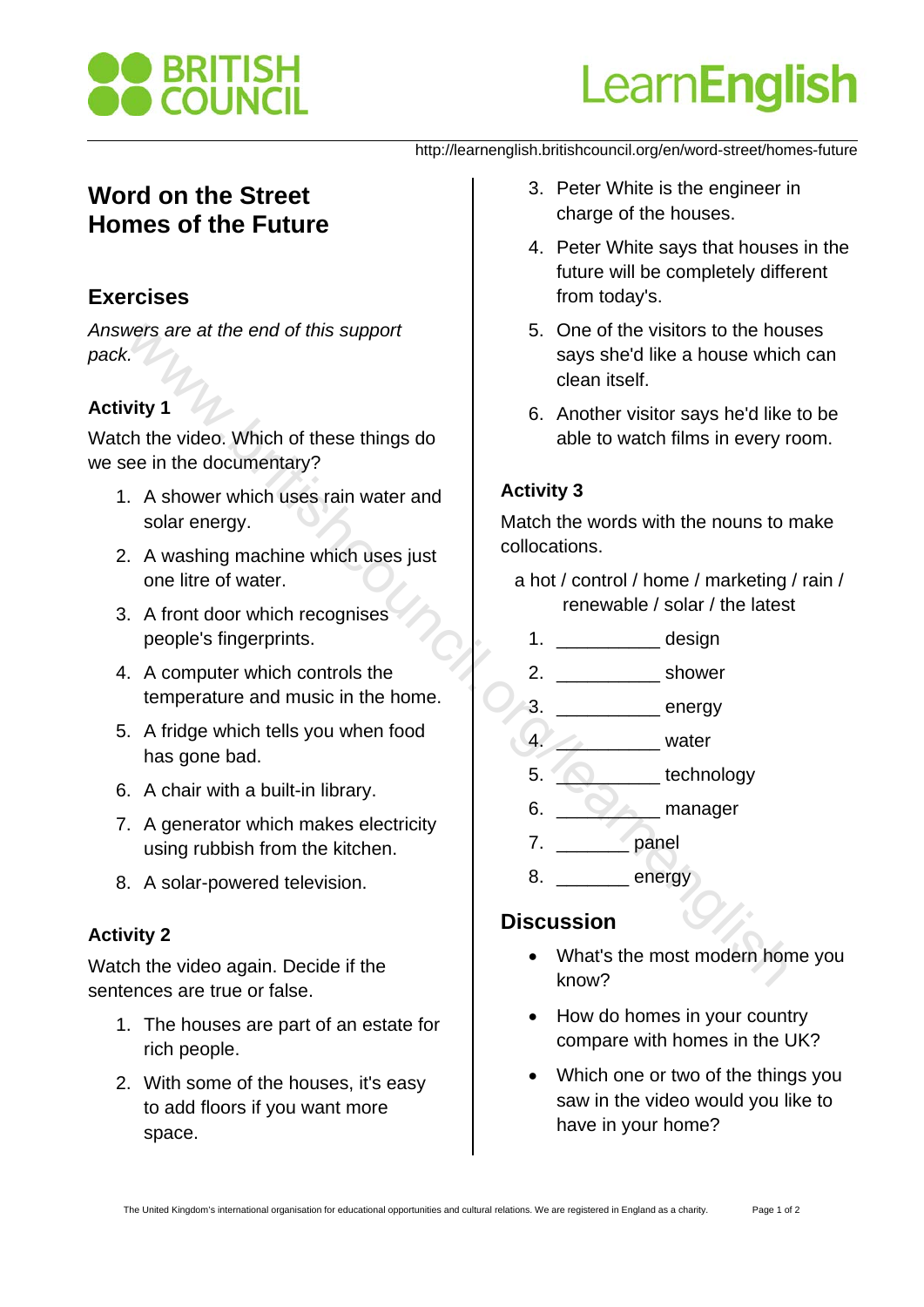http://learnenglish.britishcouncil.org/en/word-street/homes-future

# Word on the Street
# Homes of the Future

## Exercises

*Answers are at the end of this support pack.*

### Activity 1

Watch the video. Which of these things do we see in the documentary?

1. A shower which uses rain water and solar energy.
2. A washing machine which uses just one litre of water.
3. A front door which recognises people's fingerprints.
4. A computer which controls the temperature and music in the home.
5. A fridge which tells you when food has gone bad.
6. A chair with a built-in library.
7. A generator which makes electricity using rubbish from the kitchen.
8. A solar-powered television.

### Activity 2

Watch the video again. Decide if the sentences are true or false.

1. The houses are part of an estate for rich people.
2. With some of the houses, it's easy to add floors if you want more space.
3. Peter White is the engineer in charge of the houses.
4. Peter White says that houses in the future will be completely different from today's.
5. One of the visitors to the houses says she'd like a house which can clean itself.
6. Another visitor says he'd like to be able to watch films in every room.

### Activity 3

Match the words with the nouns to make collocations.

a hot / control / home / marketing / rain / renewable / solar / the latest

1. __________ design
2. __________ shower
3. __________ energy
4. __________ water
5. __________ technology
6. __________ manager
7. _______ panel
8. _______ energy

## Discussion

- What's the most modern home you know?
- How do homes in your country compare with homes in the UK?
- Which one or two of the things you saw in the video would you like to have in your home?

The United Kingdom's international organisation for educational opportunities and cultural relations. We are registered in England as a charity.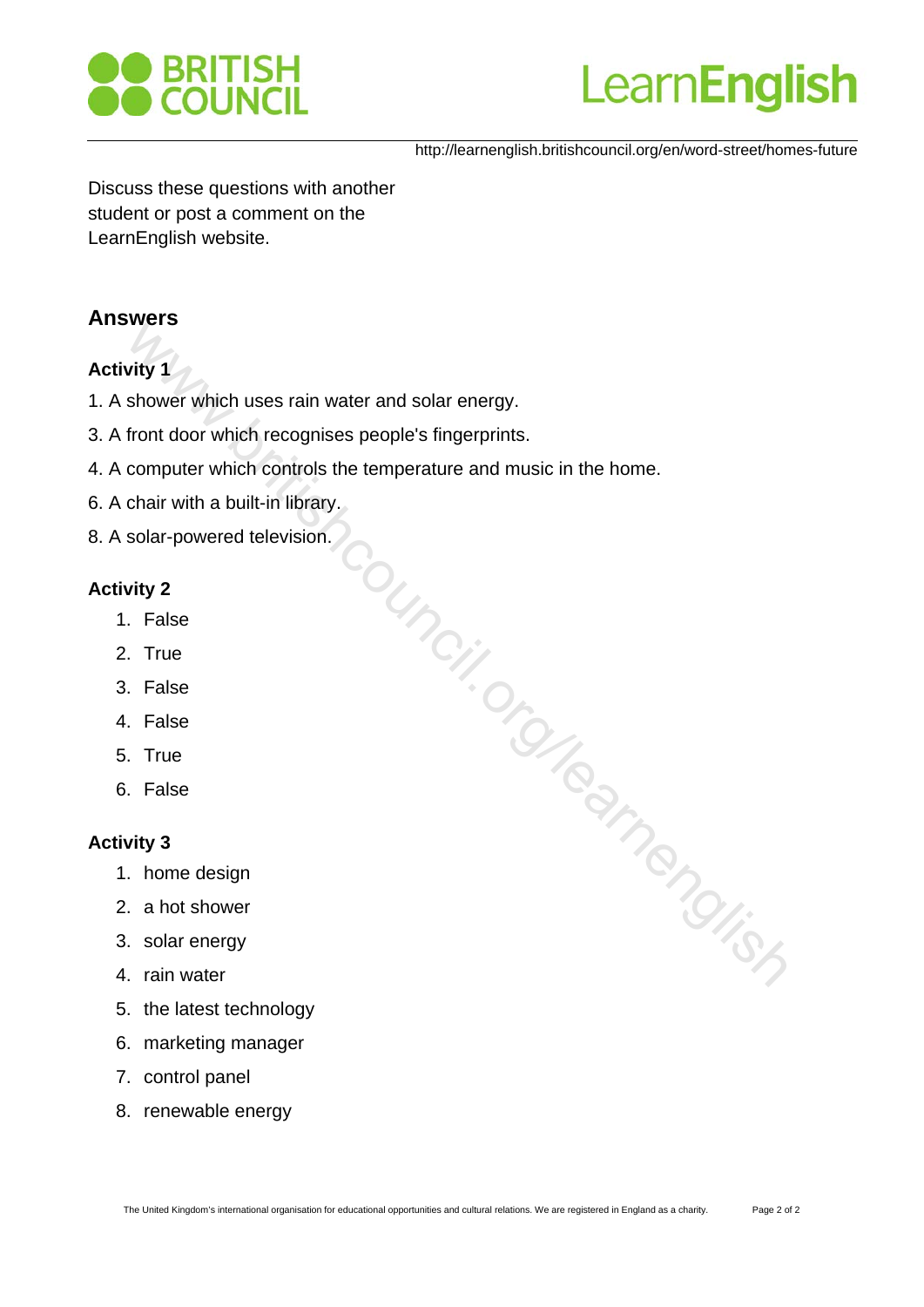Discuss these questions with another student or post a comment on the LearnEnglish website.

## Answers

### Activity 1

1. A shower which uses rain water and solar energy.
3. A front door which recognises people's fingerprints.
4. A computer which controls the temperature and music in the home.
6. A chair with a built-in library.
8. A solar-powered television.

### Activity 2

1. False
2. True
3. False
4. False
5. True
6. False

### Activity 3

1. home design
2. a hot shower
3. solar energy
4. rain water
5. the latest technology
6. marketing manager
7. control panel
8. renewable energy